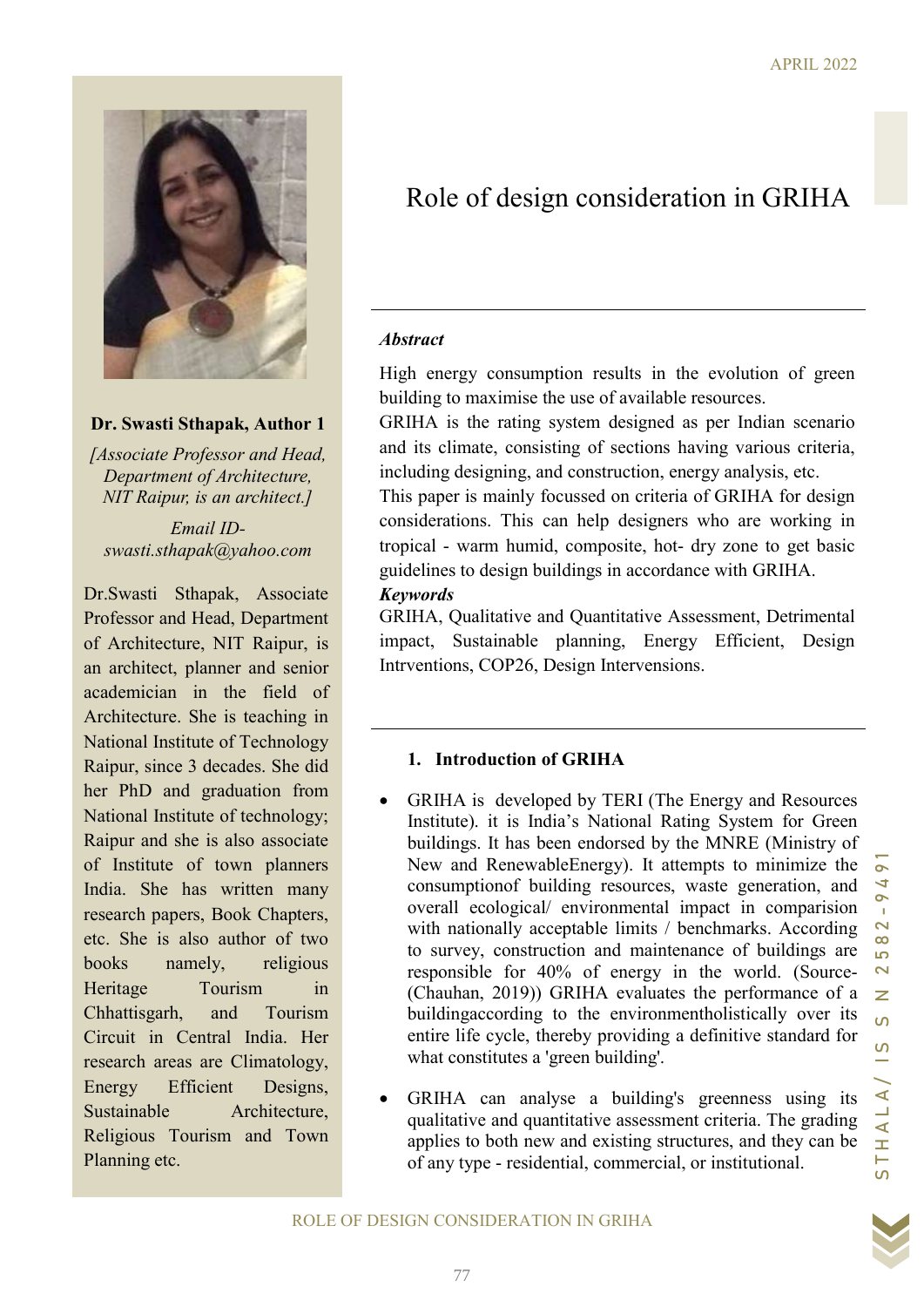# Role of design consideration in GRIHA

**Dr. Swasti Sthapak, Author 1**

*[Associate Professor and Head, Department of Architecture, NIT Raipur, is an architect.]*

*Email ID- swasti.sthapak@yahoo.com*

Dr.Swasti Sthapak, Associate Professor and Head, Department of Architecture, NIT Raipur, is an architect, planner and senior academician in the field of Architecture. She is teaching in National Institute of Technology Raipur, since 3 decades. She did her PhD and graduation from National Institute of technology; Raipur and she is also associate of Institute of town planners India. She has written many research papers, Book Chapters, etc. She is also author of two books namely, religious Heritage Tourism in Chhattisgarh, and Tourism Circuit in Central India. Her research areas are Climatology, Energy Efficient Designs, Sustainable Architecture, Religious Tourism and Town Planning etc.

***Abstract***

High energy consumption results in the evolution of green building to maximise the use of available resources.

GRIHA is the rating system designed as per Indian scenario and its climate, consisting of sections having various criteria, including designing, and construction, energy analysis, etc.

This paper is mainly focussed on criteria of GRIHA for design considerations. This can help designers who are working in tropical - warm humid, composite, hot- dry zone to get basic guidelines to design buildings in accordance with GRIHA.

***Keywords***

GRIHA, Qualitative and Quantitative Assessment, Detrimental impact, Sustainable planning, Energy Efficient, Design Intrventions, COP26, Design Intervensions.

## 1. Introduction of GRIHA

- GRIHA is developed by TERI (The Energy and Resources Institute). it is India's National Rating System for Green buildings. It has been endorsed by the MNRE (Ministry of New and RenewableEnergy). It attempts to minimize the consumptionof building resources, waste generation, and overall ecological/ environmental impact in comparision with nationally acceptable limits / benchmarks. According to survey, construction and maintenance of buildings are responsible for 40% of energy in the world. (Source- (Chauhan, 2019)) GRIHA evaluates the performance of a buildingaccording to the environmentholistically over its entire life cycle, thereby providing a definitive standard for what constitutes a 'green building'.

- GRIHA can analyse a building's greenness using its qualitative and quantitative assessment criteria. The grading applies to both new and existing structures, and they can be of any type - residential, commercial, or institutional.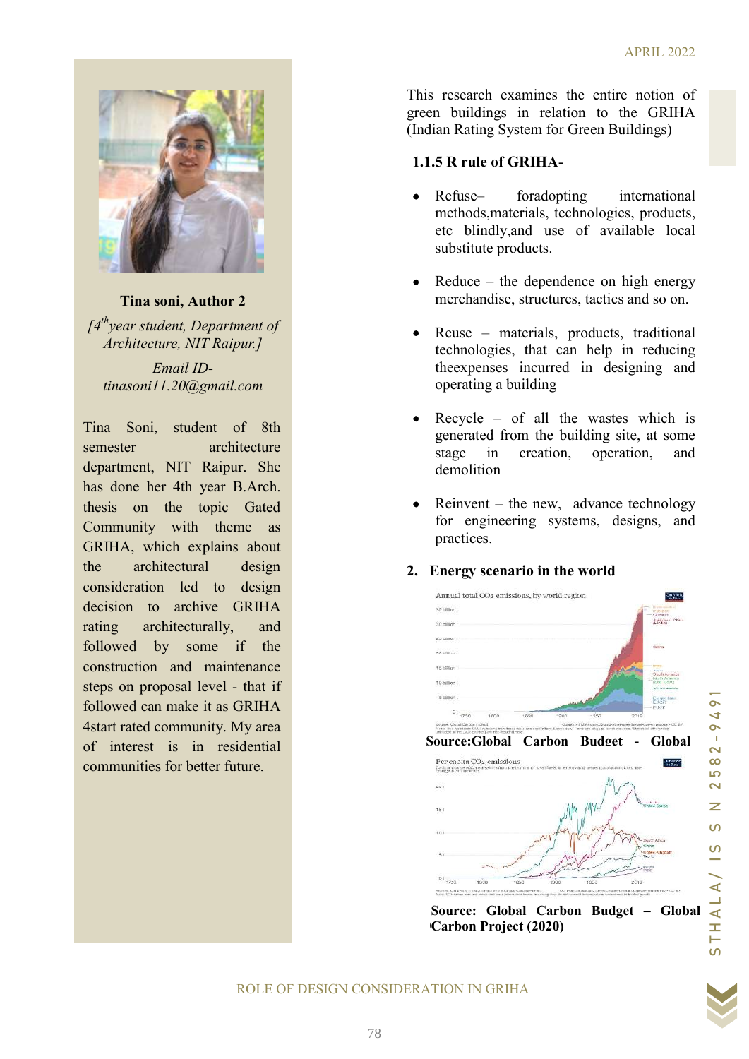**Tina soni, Author 2**

*[4th year student, Department of Architecture, NIT Raipur.]*

*Email ID- tinasoni11.20@gmail.com*

Tina Soni, student of 8th semester architecture department, NIT Raipur. She has done her 4th year B.Arch. thesis on the topic Gated Community with theme as GRIHA, which explains about the architectural design consideration led to design decision to archive GRIHA rating architecturally, and followed by some if the construction and maintenance steps on proposal level - that if followed can make it as GRIHA 4start rated community. My area of interest is in residential communities for better future.

This research examines the entire notion of green buildings in relation to the GRIHA (Indian Rating System for Green Buildings)

### 1.1.5 R rule of GRIHA-

- Refuse– foradopting international methods,materials, technologies, products, etc blindly,and use of available local substitute products.
- Reduce – the dependence on high energy merchandise, structures, tactics and so on.
- Reuse – materials, products, traditional technologies, that can help in reducing theexpenses incurred in designing and operating a building
- Recycle – of all the wastes which is generated from the building site, at some stage in creation, operation, and demolition
- Reinvent – the new, advance technology for engineering systems, designs, and practices.

## 2. Energy scenario in the world

**Source:Global Carbon Budget - Global**

**Source: Global Carbon Budget – Global Carbon Project (2020)**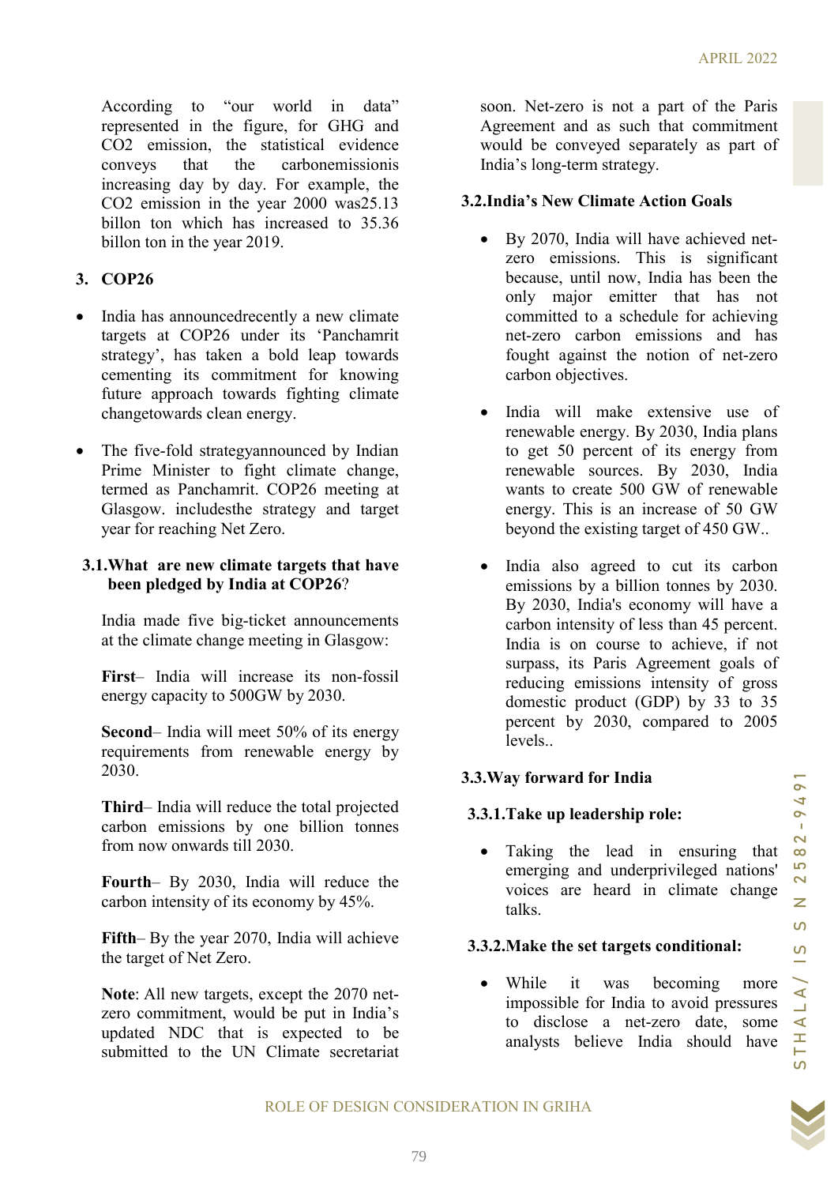According to "our world in data" represented in the figure, for GHG and $CO_2$ emission, the statistical evidence conveys that the carbonemissionis increasing day by day. For example, the $CO_2$ emission in the year 2000 was25.13 billon ton which has increased to 35.36 billon ton in the year 2019.

## 3. COP26

- India has announcedrecently a new climate targets at COP26 under its 'Panchamrit strategy', has taken a bold leap towards cementing its commitment for knowing future approach towards fighting climate changetowards clean energy.
- The five-fold strategyannounced by Indian Prime Minister to fight climate change, termed as Panchamrit. COP26 meeting at Glasgow. includesthe strategy and target year for reaching Net Zero.

### 3.1.What are new climate targets that have been pledged by India at COP26?

India made five big-ticket announcements at the climate change meeting in Glasgow:

**First**– India will increase its non-fossil energy capacity to 500GW by 2030.

**Second**– India will meet 50% of its energy requirements from renewable energy by 2030.

**Third**– India will reduce the total projected carbon emissions by one billion tonnes from now onwards till 2030.

**Fourth**– By 2030, India will reduce the carbon intensity of its economy by 45%.

**Fifth**– By the year 2070, India will achieve the target of Net Zero.

**Note**: All new targets, except the 2070 net-zero commitment, would be put in India's updated NDC that is expected to be submitted to the UN Climate secretariat soon. Net-zero is not a part of the Paris Agreement and as such that commitment would be conveyed separately as part of India's long-term strategy.

### 3.2.India's New Climate Action Goals

- By 2070, India will have achieved net-zero emissions. This is significant because, until now, India has been the only major emitter that has not committed to a schedule for achieving net-zero carbon emissions and has fought against the notion of net-zero carbon objectives.
- India will make extensive use of renewable energy. By 2030, India plans to get 50 percent of its energy from renewable sources. By 2030, India wants to create 500 GW of renewable energy. This is an increase of 50 GW beyond the existing target of 450 GW..
- India also agreed to cut its carbon emissions by a billion tonnes by 2030. By 2030, India's economy will have a carbon intensity of less than 45 percent. India is on course to achieve, if not surpass, its Paris Agreement goals of reducing emissions intensity of gross domestic product (GDP) by 33 to 35 percent by 2030, compared to 2005 levels..

### 3.3.Way forward for India

#### 3.3.1.Take up leadership role:

- Taking the lead in ensuring that emerging and underprivileged nations' voices are heard in climate change talks.

#### 3.3.2.Make the set targets conditional:

- While it was becoming more impossible for India to avoid pressures to disclose a net-zero date, some analysts believe India should have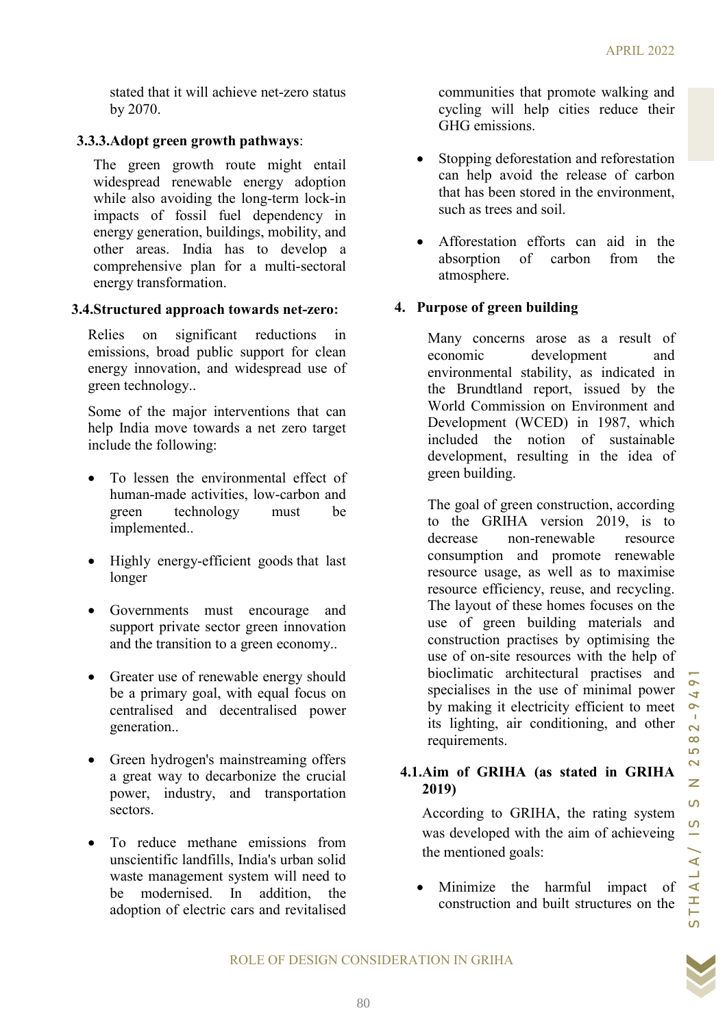stated that it will achieve net-zero status by 2070.

**3.3.3.Adopt green growth pathways**:

The green growth route might entail widespread renewable energy adoption while also avoiding the long-term lock-in impacts of fossil fuel dependency in energy generation, buildings, mobility, and other areas. India has to develop a comprehensive plan for a multi-sectoral energy transformation.

### 3.4.Structured approach towards net-zero:

Relies on significant reductions in emissions, broad public support for clean energy innovation, and widespread use of green technology..

Some of the major interventions that can help India move towards a net zero target include the following:

- To lessen the environmental effect of human-made activities, low-carbon and green technology must be implemented..
- Highly energy-efficient goods that last longer
- Governments must encourage and support private sector green innovation and the transition to a green economy..
- Greater use of renewable energy should be a primary goal, with equal focus on centralised and decentralised power generation..
- Green hydrogen's mainstreaming offers a great way to decarbonize the crucial power, industry, and transportation sectors.
- To reduce methane emissions from unscientific landfills, India's urban solid waste management system will need to be modernised. In addition, the adoption of electric cars and revitalised communities that promote walking and cycling will help cities reduce their GHG emissions.
- Stopping deforestation and reforestation can help avoid the release of carbon that has been stored in the environment, such as trees and soil.
- Afforestation efforts can aid in the absorption of carbon from the atmosphere.

## 4. Purpose of green building

Many concerns arose as a result of economic development and environmental stability, as indicated in the Brundtland report, issued by the World Commission on Environment and Development (WCED) in 1987, which included the notion of sustainable development, resulting in the idea of green building.

The goal of green construction, according to the GRIHA version 2019, is to decrease non-renewable resource consumption and promote renewable resource usage, as well as to maximise resource efficiency, reuse, and recycling. The layout of these homes focuses on the use of green building materials and construction practises by optimising the use of on-site resources with the help of bioclimatic architectural practises and specialises in the use of minimal power by making it electricity efficient to meet its lighting, air conditioning, and other requirements.

### 4.1.Aim of GRIHA (as stated in GRIHA 2019)

According to GRIHA, the rating system was developed with the aim of achieveing the mentioned goals:

- Minimize the harmful impact of construction and built structures on the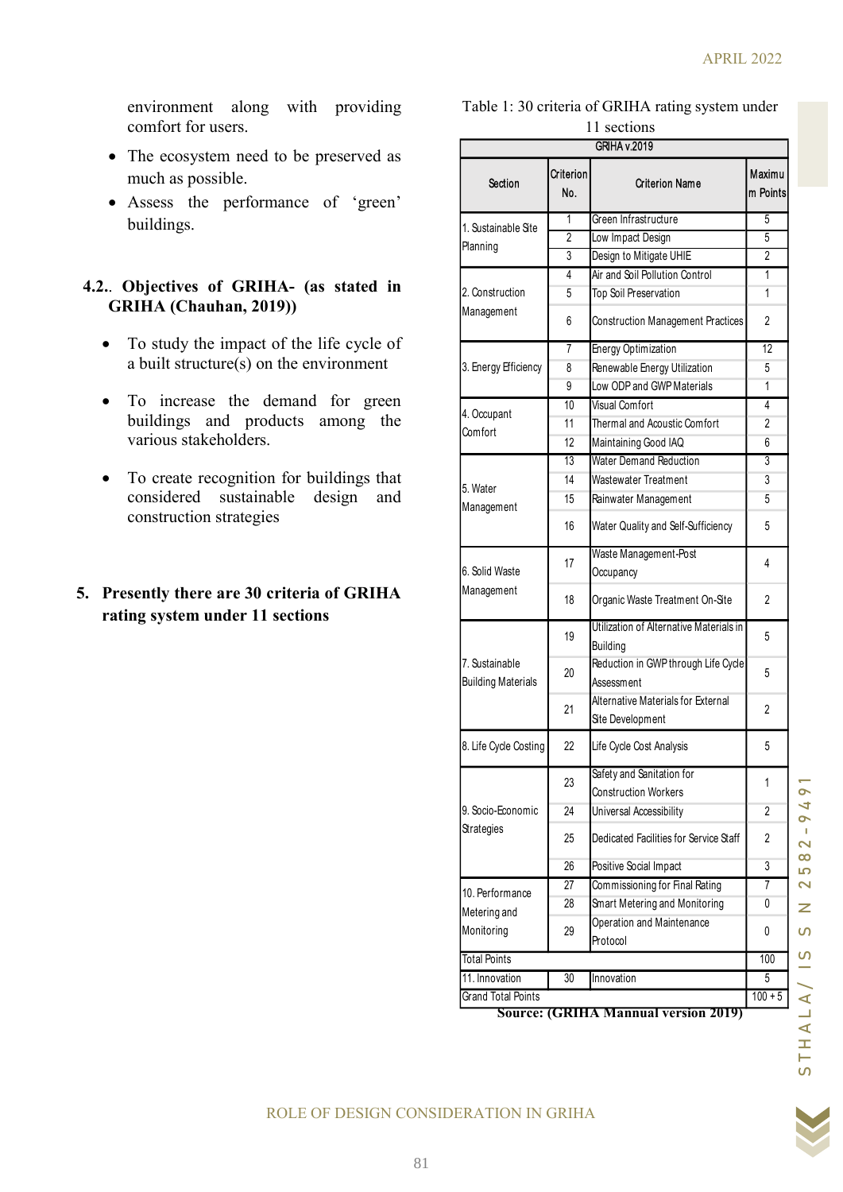environment along with providing comfort for users.

- The ecosystem need to be preserved as much as possible.
- Assess the performance of 'green' buildings.

### 4.2.. Objectives of GRIHA- (as stated in GRIHA (Chauhan, 2019))

- To study the impact of the life cycle of a built structure(s) on the environment
- To increase the demand for green buildings and products among the various stakeholders.
- To create recognition for buildings that considered sustainable design and construction strategies

## 5. Presently there are 30 criteria of GRIHA rating system under 11 sections

Table 1: 30 criteria of GRIHA rating system under 11 sections

| GRIHA v.2019 | | | |
|---|---|---|---|
| Section | Criterion No. | Criterion Name | Maximum Points |
| 1. Sustainable Site Planning | 1 | Green Infrastructure | 5 |
| | 2 | Low Impact Design | 5 |
| | 3 | Design to Mitigate UHIE | 2 |
| 2. Construction Management | 4 | Air and Soil Pollution Control | 1 |
| | 5 | Top Soil Preservation | 1 |
| | 6 | Construction Management Practices | 2 |
| 3. Energy Efficiency | 7 | Energy Optimization | 12 |
| | 8 | Renewable Energy Utilization | 5 |
| | 9 | Low ODP and GWP Materials | 1 |
| 4. Occupant Comfort | 10 | Visual Comfort | 4 |
| | 11 | Thermal and Acoustic Comfort | 2 |
| | 12 | Maintaining Good IAQ | 6 |
| 5. Water Management | 13 | Water Demand Reduction | 3 |
| | 14 | Wastewater Treatment | 3 |
| | 15 | Rainwater Management | 5 |
| | 16 | Water Quality and Self-Sufficiency | 5 |
| 6. Solid Waste Management | 17 | Waste Management-Post Occupancy | 4 |
| | 18 | Organic Waste Treatment On-Site | 2 |
| 7. Sustainable Building Materials | 19 | Utilization of Alternative Materials in Building | 5 |
| | 20 | Reduction in GWP through Life Cycle Assessment | 5 |
| | 21 | Alternative Materials for External Site Development | 2 |
| 8. Life Cycle Costing | 22 | Life Cycle Cost Analysis | 5 |
| 9. Socio-Economic Strategies | 23 | Safety and Sanitation for Construction Workers | 1 |
| | 24 | Universal Accessibility | 2 |
| | 25 | Dedicated Facilities for Service Staff | 2 |
| | 26 | Positive Social Impact | 3 |
| 10. Performance Metering and Monitoring | 27 | Commissioning for Final Rating | 7 |
| | 28 | Smart Metering and Monitoring | 0 |
| | 29 | Operation and Maintenance Protocol | 0 |
| Total Points | | | 100 |
| 11. Innovation | 30 | Innovation | 5 |
| Grand Total Points | | | 100 + 5 |

**Source: (GRIHA Mannual version 2019)**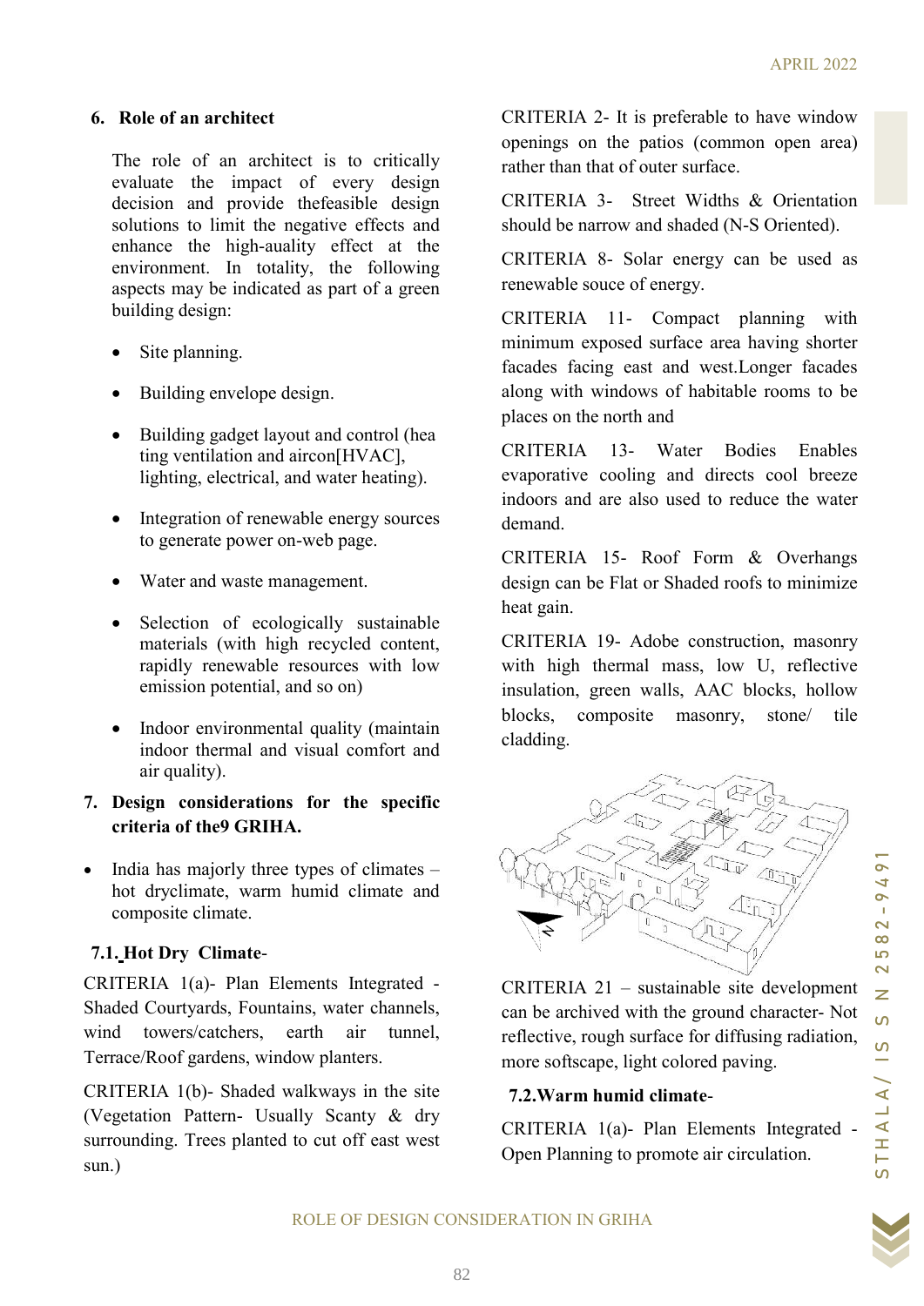## 6. Role of an architect

The role of an architect is to critically evaluate the impact of every design decision and provide thefeasible design solutions to limit the negative effects and enhance the high-auality effect at the environment. In totality, the following aspects may be indicated as part of a green building design:

- Site planning.
- Building envelope design.
- Building gadget layout and control (hea ting ventilation and aircon[HVAC], lighting, electrical, and water heating).
- Integration of renewable energy sources to generate power on-web page.
- Water and waste management.
- Selection of ecologically sustainable materials (with high recycled content, rapidly renewable resources with low emission potential, and so on)
- Indoor environmental quality (maintain indoor thermal and visual comfort and air quality).

## 7. Design considerations for the specific criteria of the9 GRIHA.

- India has majorly three types of climates – hot dryclimate, warm humid climate and composite climate.

### 7.1. Hot Dry Climate-

CRITERIA 1(a)- Plan Elements Integrated - Shaded Courtyards, Fountains, water channels, wind towers/catchers, earth air tunnel, Terrace/Roof gardens, window planters.

CRITERIA 1(b)- Shaded walkways in the site (Vegetation Pattern- Usually Scanty & dry surrounding. Trees planted to cut off east west sun.)

CRITERIA 2- It is preferable to have window openings on the patios (common open area) rather than that of outer surface.

CRITERIA 3- Street Widths & Orientation should be narrow and shaded (N-S Oriented).

CRITERIA 8- Solar energy can be used as renewable souce of energy.

CRITERIA 11- Compact planning with minimum exposed surface area having shorter facades facing east and west.Longer facades along with windows of habitable rooms to be places on the north and

CRITERIA 13- Water Bodies Enables evaporative cooling and directs cool breeze indoors and are also used to reduce the water demand.

CRITERIA 15- Roof Form & Overhangs design can be Flat or Shaded roofs to minimize heat gain.

CRITERIA 19- Adobe construction, masonry with high thermal mass, low U, reflective insulation, green walls, AAC blocks, hollow blocks, composite masonry, stone/ tile cladding.

CRITERIA 21 – sustainable site development can be archived with the ground character- Not reflective, rough surface for diffusing radiation, more softscape, light colored paving.

### 7.2. Warm humid climate-

CRITERIA 1(a)- Plan Elements Integrated - Open Planning to promote air circulation.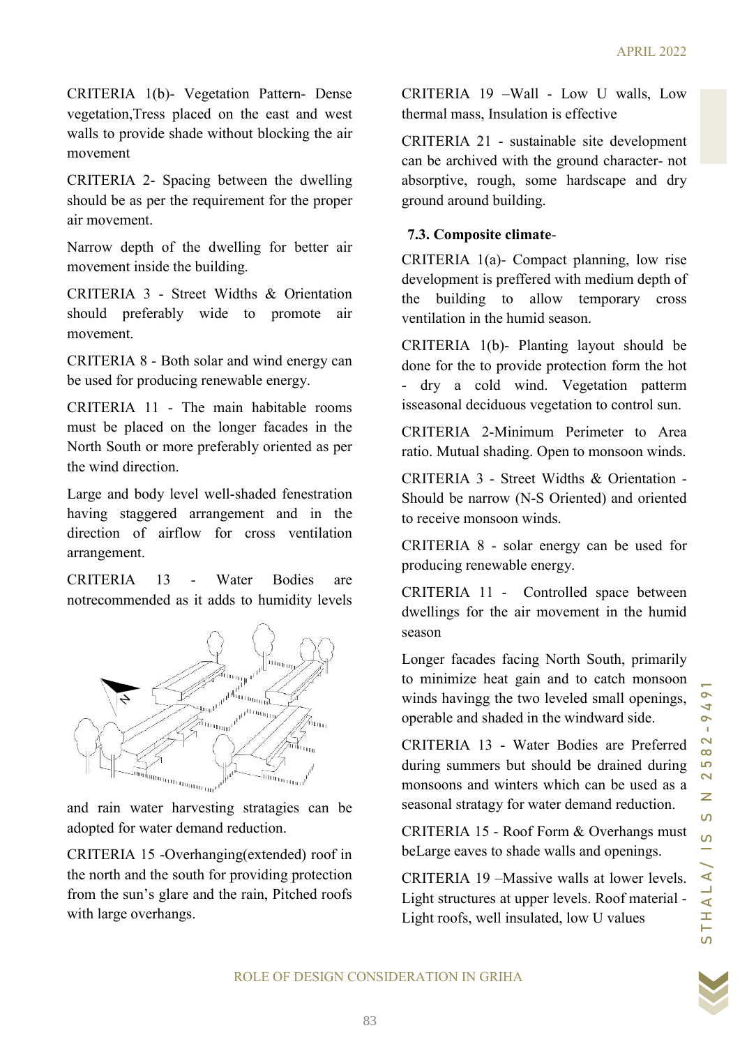CRITERIA 1(b)- Vegetation Pattern- Dense vegetation,Tress placed on the east and west walls to provide shade without blocking the air movement

CRITERIA 2- Spacing between the dwelling should be as per the requirement for the proper air movement.

Narrow depth of the dwelling for better air movement inside the building.

CRITERIA 3 - Street Widths & Orientation should preferably wide to promote air movement.

CRITERIA 8 - Both solar and wind energy can be used for producing renewable energy.

CRITERIA 11 - The main habitable rooms must be placed on the longer facades in the North South or more preferably oriented as per the wind direction.

Large and body level well-shaded fenestration having staggered arrangement and in the direction of airflow for cross ventilation arrangement.

CRITERIA 13 - Water Bodies are notrecommended as it adds to humidity levels and rain water harvesting stratagies can be adopted for water demand reduction.

CRITERIA 15 -Overhanging(extended) roof in the north and the south for providing protection from the sun's glare and the rain, Pitched roofs with large overhangs.

CRITERIA 19 –Wall - Low U walls, Low thermal mass, Insulation is effective

CRITERIA 21 - sustainable site development can be archived with the ground character- not absorptive, rough, some hardscape and dry ground around building.

### 7.3. Composite climate-

CRITERIA 1(a)- Compact planning, low rise development is preffered with medium depth of the building to allow temporary cross ventilation in the humid season.

CRITERIA 1(b)- Planting layout should be done for the to provide protection form the hot - dry a cold wind. Vegetation pattern isseasonal deciduous vegetation to control sun.

CRITERIA 2-Minimum Perimeter to Area ratio. Mutual shading. Open to monsoon winds.

CRITERIA 3 - Street Widths & Orientation - Should be narrow (N-S Oriented) and oriented to receive monsoon winds.

CRITERIA 8 - solar energy can be used for producing renewable energy.

CRITERIA 11 - Controlled space between dwellings for the air movement in the humid season

Longer facades facing North South, primarily to minimize heat gain and to catch monsoon winds havingg the two leveled small openings, operable and shaded in the windward side.

CRITERIA 13 - Water Bodies are Preferred during summers but should be drained during monsoons and winters which can be used as a seasonal stratagy for water demand reduction.

CRITERIA 15 - Roof Form & Overhangs must beLarge eaves to shade walls and openings.

CRITERIA 19 –Massive walls at lower levels. Light structures at upper levels. Roof material - Light roofs, well insulated, low U values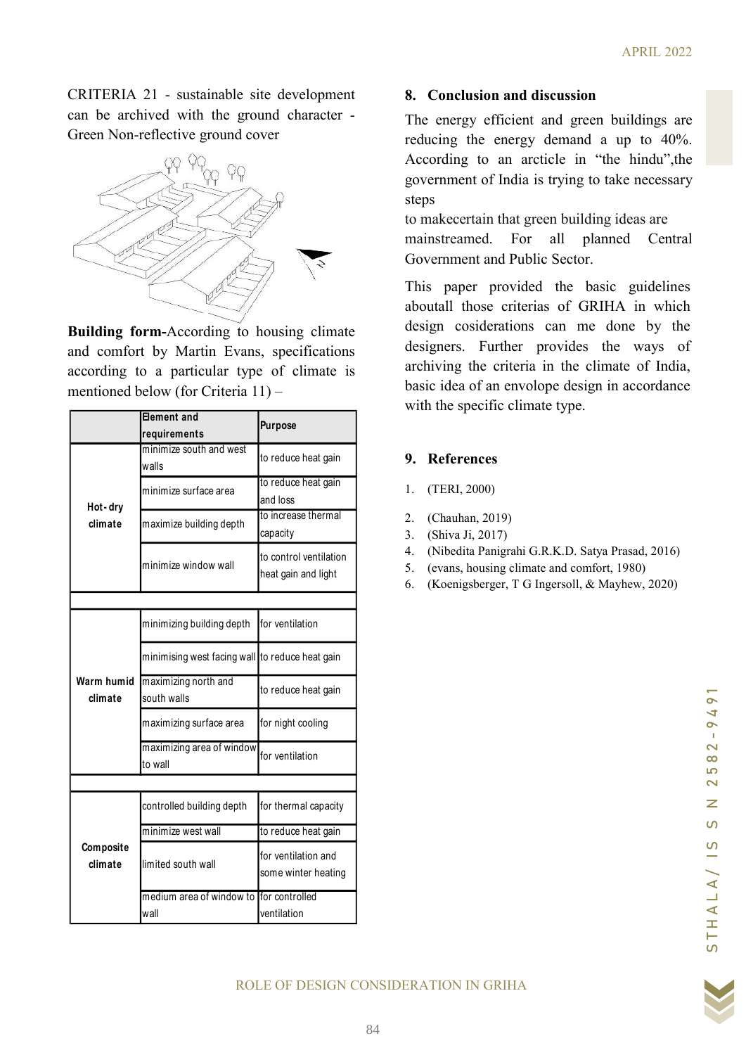CRITERIA 21 - sustainable site development can be archived with the ground character - Green Non-reflective ground cover

**Building form-**According to housing climate and comfort by Martin Evans, specifications according to a particular type of climate is mentioned below (for Criteria 11) –

| | Element and requirements | Purpose |
|---|---|---|
| Hot-dry climate | minimize south and west walls | to reduce heat gain |
| | minimize surface area | to reduce heat gain and loss |
| | maximize building depth | to increase thermal capacity |
| | minimize window wall | to control ventilation heat gain and light |
| | | |
| Warm humid climate | minimizing building depth | for ventilation |
| | minimising west facing wall | to reduce heat gain |
| | maximizing north and south walls | to reduce heat gain |
| | maximizing surface area | for night cooling |
| | maximizing area of window to wall | for ventilation |
| | | |
| Composite climate | controlled building depth | for thermal capacity |
| | minimize west wall | to reduce heat gain |
| | limited south wall | for ventilation and some winter heating |
| | medium area of window to wall | for controlled ventilation |

## 8. Conclusion and discussion

The energy efficient and green buildings are reducing the energy demand a up to 40%. According to an arcticle in "the hindu",the government of India is trying to take necessary steps
to makecertain that green building ideas are mainstreamed. For all planned Central Government and Public Sector.

This paper provided the basic guidelines aboutall those criterias of GRIHA in which design cosiderations can me done by the designers. Further provides the ways of archiving the criteria in the climate of India, basic idea of an envolope design in accordance with the specific climate type.

## 9. References

1. (TERI, 2000)
2. (Chauhan, 2019)
3. (Shiva Ji, 2017)
4. (Nibedita Panigrahi G.R.K.D. Satya Prasad, 2016)
5. (evans, housing climate and comfort, 1980)
6. (Koenigsberger, T G Ingersoll, & Mayhew, 2020)